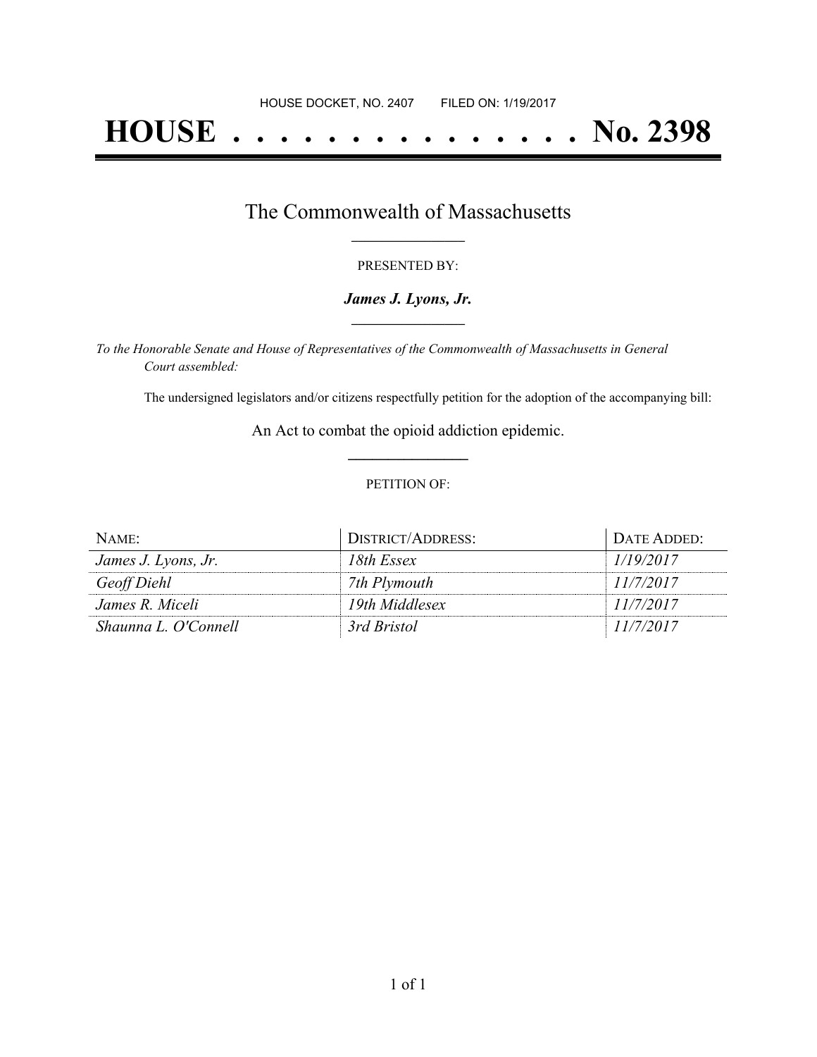HOUSE DOCKET, NO. 2407 FILED ON: 1/19/2017

# HOUSE . . . . . . . . . . . . . . . No. 2398

## The Commonwealth of Massachusetts

PRESENTED BY:

***James J. Lyons, Jr.***

*To the Honorable Senate and House of Representatives of the Commonwealth of Massachusetts in General Court assembled:*

The undersigned legislators and/or citizens respectfully petition for the adoption of the accompanying bill:

An Act to combat the opioid addiction epidemic.

PETITION OF:

| NAME: | DISTRICT/ADDRESS: | DATE ADDED: |
|---|---|---|
| *James J. Lyons, Jr.* | *18th Essex* | *1/19/2017* |
| *Geoff Diehl* | *7th Plymouth* | *11/7/2017* |
| *James R. Miceli* | *19th Middlesex* | *11/7/2017* |
| *Shaunna L. O'Connell* | *3rd Bristol* | *11/7/2017* |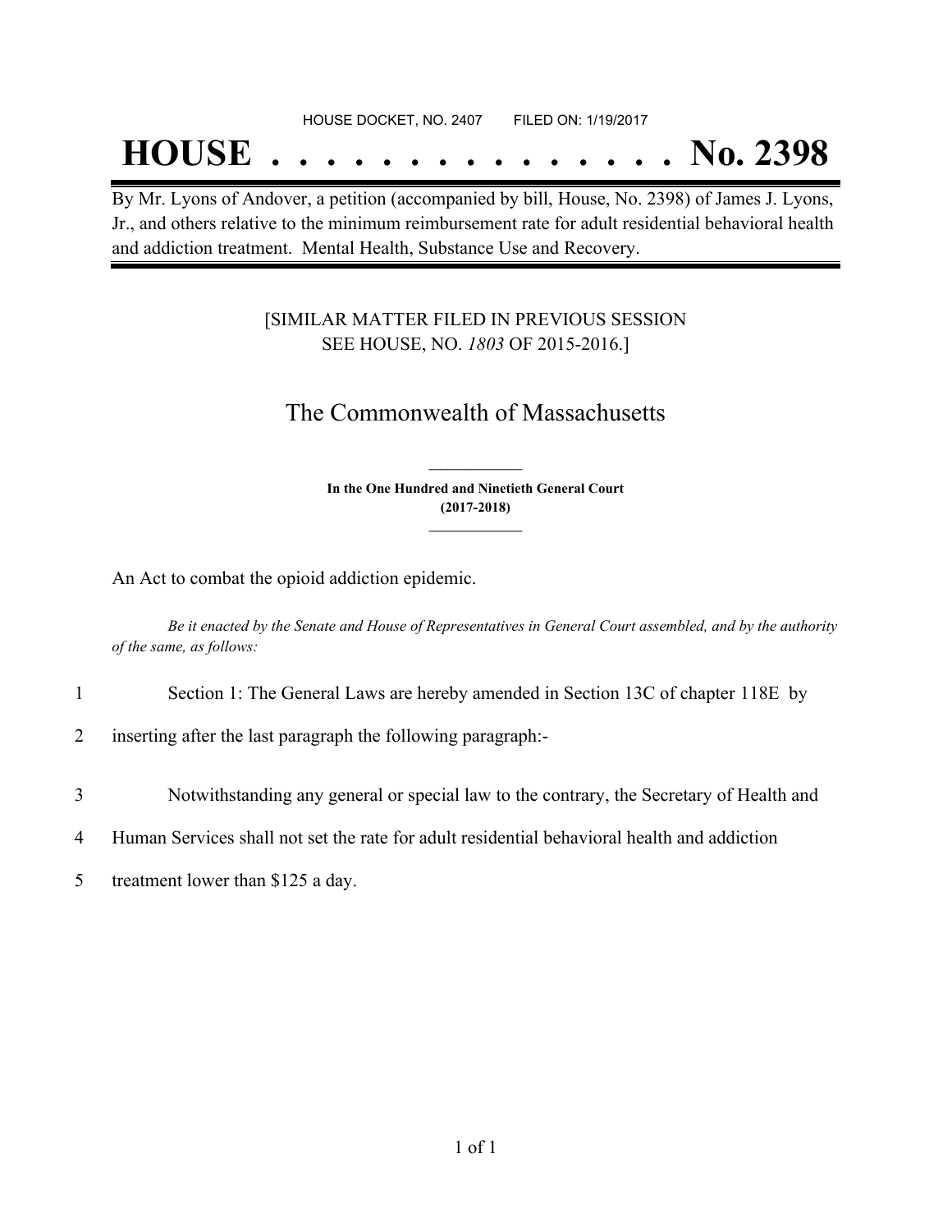HOUSE DOCKET, NO. 2407 FILED ON: 1/19/2017

# HOUSE . . . . . . . . . . . . . . . No. 2398

By Mr. Lyons of Andover, a petition (accompanied by bill, House, No. 2398) of James J. Lyons, Jr., and others relative to the minimum reimbursement rate for adult residential behavioral health and addiction treatment. Mental Health, Substance Use and Recovery.

[SIMILAR MATTER FILED IN PREVIOUS SESSION SEE HOUSE, NO. *1803* OF 2015-2016.]

## The Commonwealth of Massachusetts

**In the One Hundred and Ninetieth General Court (2017-2018)**

An Act to combat the opioid addiction epidemic.

*Be it enacted by the Senate and House of Representatives in General Court assembled, and by the authority of the same, as follows:*

1 Section 1: The General Laws are hereby amended in Section 13C of chapter 118E by
2 inserting after the last paragraph the following paragraph:-

3 Notwithstanding any general or special law to the contrary, the Secretary of Health and
4 Human Services shall not set the rate for adult residential behavioral health and addiction
5 treatment lower than $125 a day.